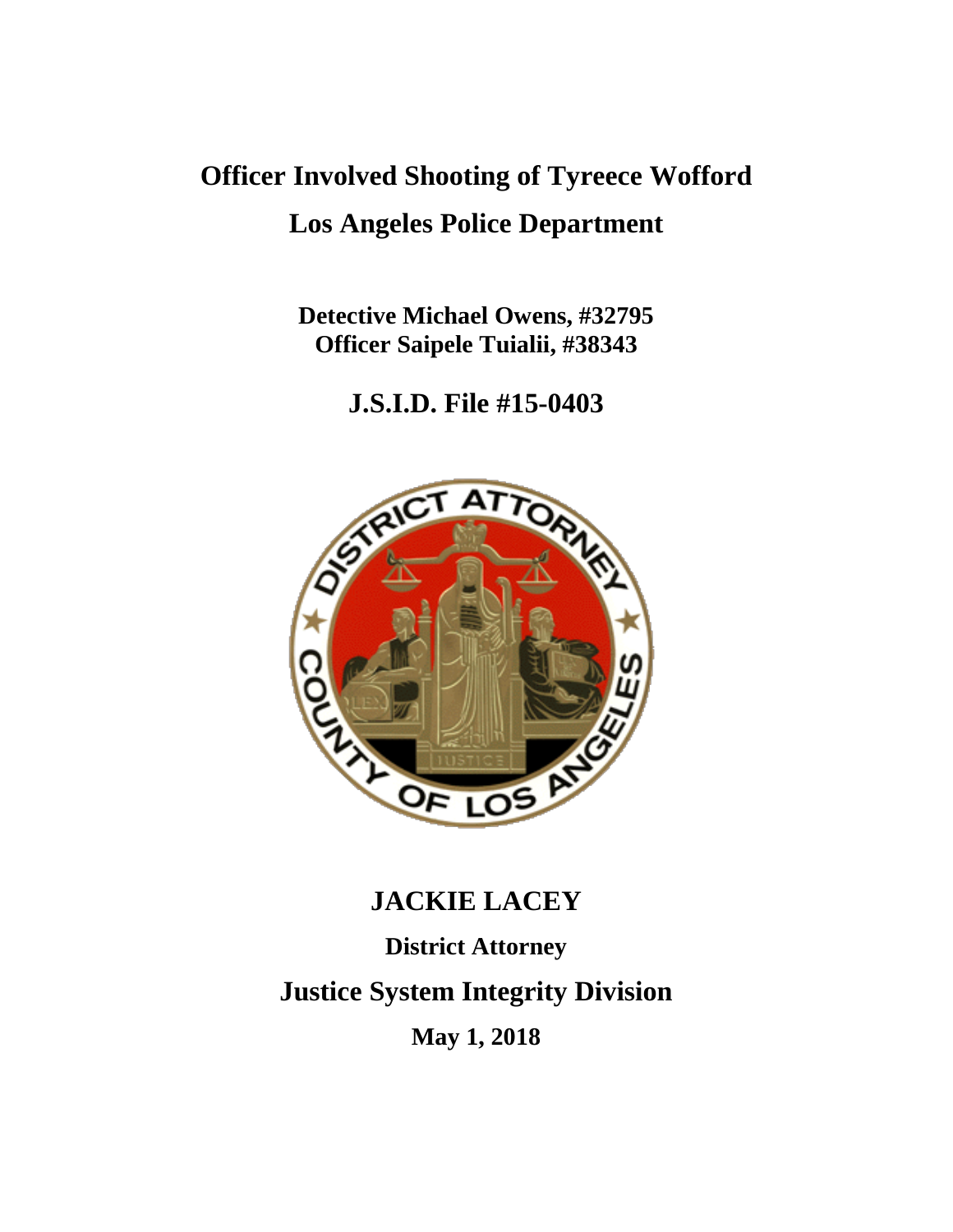# Officer Involved Shooting of Tyreece Wofford

## Los Angeles Police Department

**Detective Michael Owens, #32795**
**Officer Saipele Tuialii, #38343**

## J.S.I.D. File #15-0403

## JACKIE LACEY

**District Attorney**

## Justice System Integrity Division

**May 1, 2018**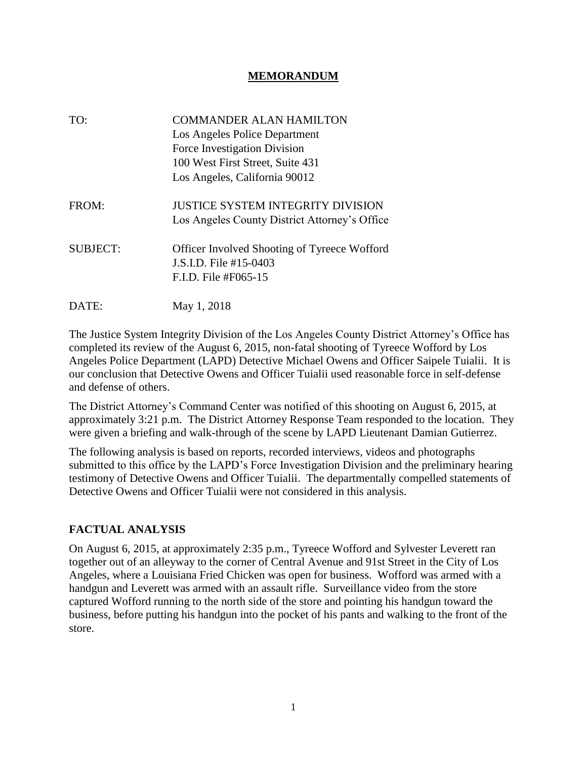# MEMORANDUM

| | |
|---|---|
| TO: | COMMANDER ALAN HAMILTON<br>Los Angeles Police Department<br>Force Investigation Division<br>100 West First Street, Suite 431<br>Los Angeles, California 90012 |
| FROM: | JUSTICE SYSTEM INTEGRITY DIVISION<br>Los Angeles County District Attorney's Office |
| SUBJECT: | Officer Involved Shooting of Tyreece Wofford<br>J.S.I.D. File #15-0403<br>F.I.D. File #F065-15 |
| DATE: | May 1, 2018 |

The Justice System Integrity Division of the Los Angeles County District Attorney's Office has completed its review of the August 6, 2015, non-fatal shooting of Tyreece Wofford by Los Angeles Police Department (LAPD) Detective Michael Owens and Officer Saipele Tuialii. It is our conclusion that Detective Owens and Officer Tuialii used reasonable force in self-defense and defense of others.

The District Attorney's Command Center was notified of this shooting on August 6, 2015, at approximately 3:21 p.m. The District Attorney Response Team responded to the location. They were given a briefing and walk-through of the scene by LAPD Lieutenant Damian Gutierrez.

The following analysis is based on reports, recorded interviews, videos and photographs submitted to this office by the LAPD's Force Investigation Division and the preliminary hearing testimony of Detective Owens and Officer Tuialii. The departmentally compelled statements of Detective Owens and Officer Tuialii were not considered in this analysis.

## FACTUAL ANALYSIS

On August 6, 2015, at approximately 2:35 p.m., Tyreece Wofford and Sylvester Leverett ran together out of an alleyway to the corner of Central Avenue and 91st Street in the City of Los Angeles, where a Louisiana Fried Chicken was open for business. Wofford was armed with a handgun and Leverett was armed with an assault rifle. Surveillance video from the store captured Wofford running to the north side of the store and pointing his handgun toward the business, before putting his handgun into the pocket of his pants and walking to the front of the store.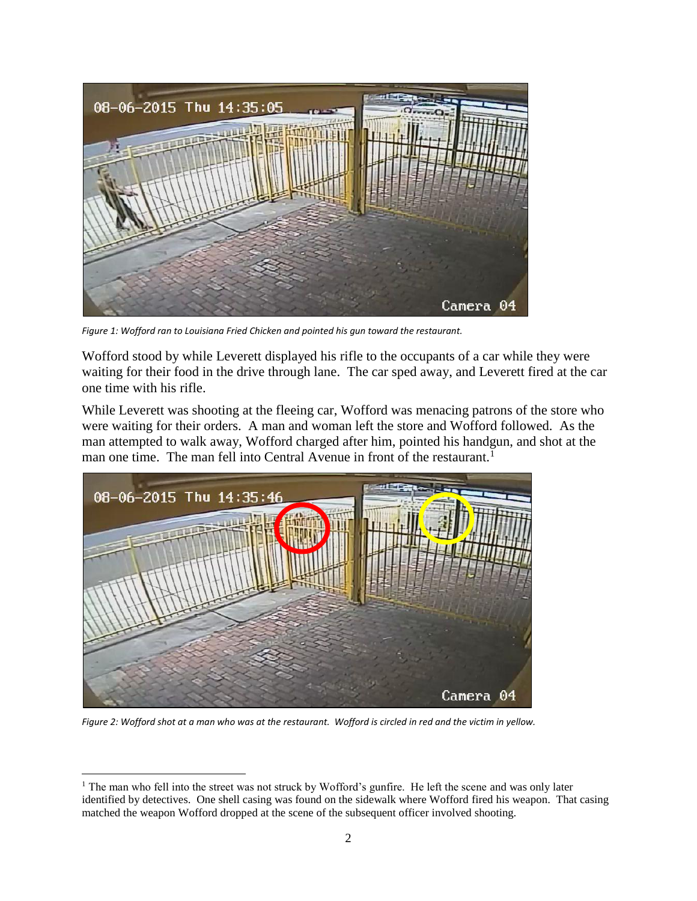*Figure 1: Wofford ran to Louisiana Fried Chicken and pointed his gun toward the restaurant.*

Wofford stood by while Leverett displayed his rifle to the occupants of a car while they were waiting for their food in the drive through lane. The car sped away, and Leverett fired at the car one time with his rifle.

While Leverett was shooting at the fleeing car, Wofford was menacing patrons of the store who were waiting for their orders. A man and woman left the store and Wofford followed. As the man attempted to walk away, Wofford charged after him, pointed his handgun, and shot at the man one time. The man fell into Central Avenue in front of the restaurant.[1]

*Figure 2: Wofford shot at a man who was at the restaurant. Wofford is circled in red and the victim in yellow.*

[1] The man who fell into the street was not struck by Wofford's gunfire. He left the scene and was only later identified by detectives. One shell casing was found on the sidewalk where Wofford fired his weapon. That casing matched the weapon Wofford dropped at the scene of the subsequent officer involved shooting.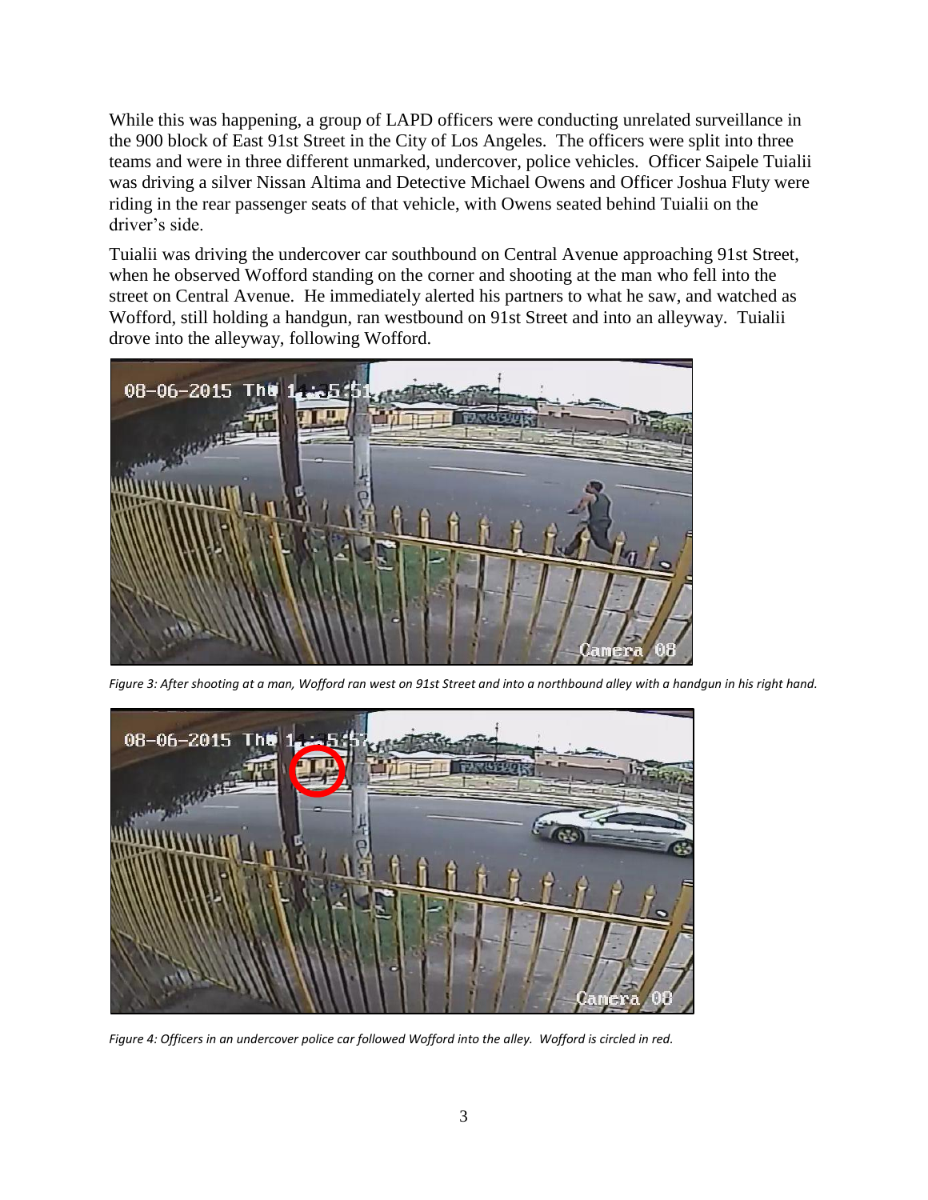While this was happening, a group of LAPD officers were conducting unrelated surveillance in the 900 block of East 91st Street in the City of Los Angeles. The officers were split into three teams and were in three different unmarked, undercover, police vehicles. Officer Saipele Tuialii was driving a silver Nissan Altima and Detective Michael Owens and Officer Joshua Fluty were riding in the rear passenger seats of that vehicle, with Owens seated behind Tuialii on the driver's side.

Tuialii was driving the undercover car southbound on Central Avenue approaching 91st Street, when he observed Wofford standing on the corner and shooting at the man who fell into the street on Central Avenue. He immediately alerted his partners to what he saw, and watched as Wofford, still holding a handgun, ran westbound on 91st Street and into an alleyway. Tuialii drove into the alleyway, following Wofford.

*Figure 3: After shooting at a man, Wofford ran west on 91st Street and into a northbound alley with a handgun in his right hand.*

*Figure 4: Officers in an undercover police car followed Wofford into the alley. Wofford is circled in red.*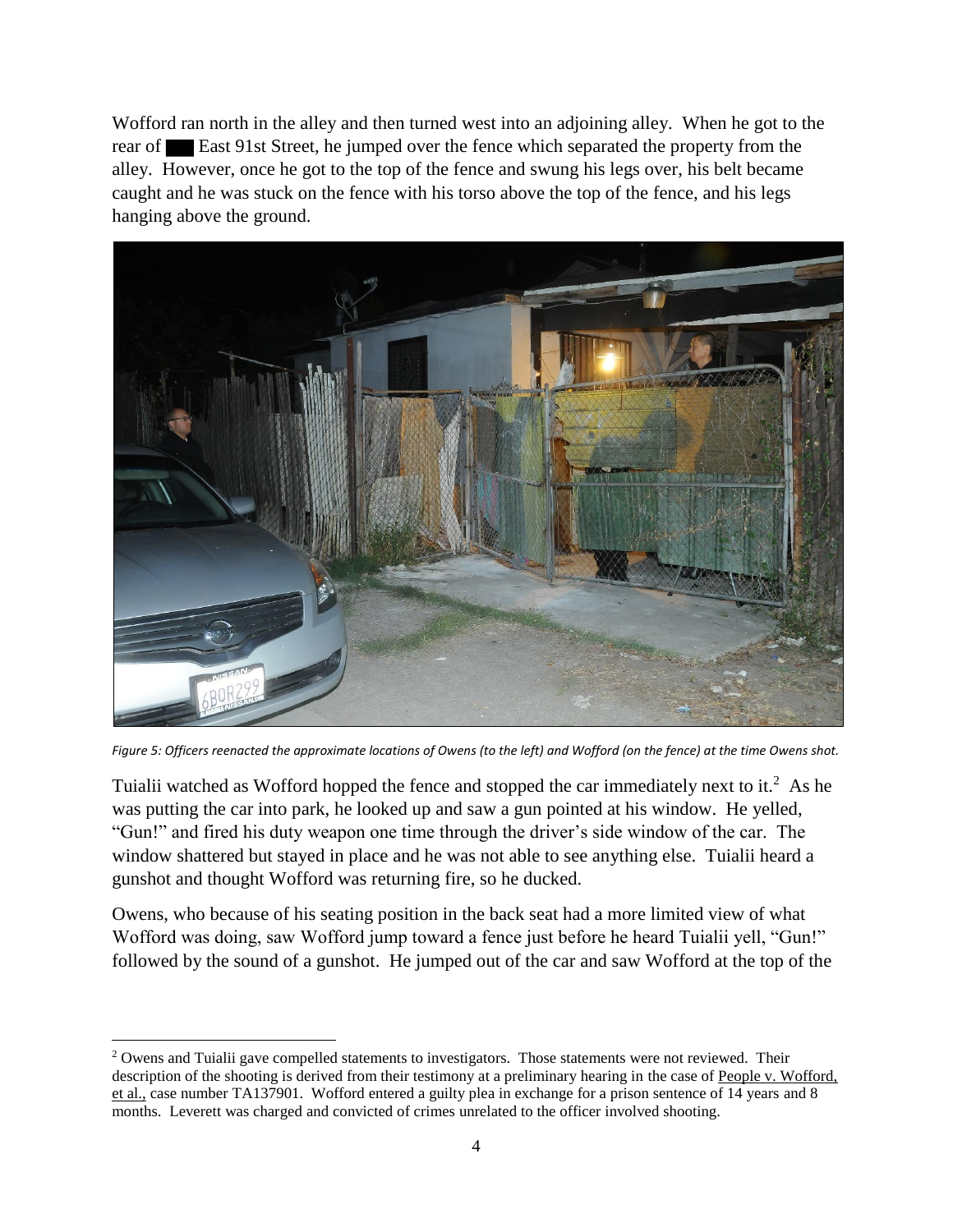Wofford ran north in the alley and then turned west into an adjoining alley. When he got to the rear of ███ East 91st Street, he jumped over the fence which separated the property from the alley. However, once he got to the top of the fence and swung his legs over, his belt became caught and he was stuck on the fence with his torso above the top of the fence, and his legs hanging above the ground.

*Figure 5: Officers reenacted the approximate locations of Owens (to the left) and Wofford (on the fence) at the time Owens shot.*

Tuialii watched as Wofford hopped the fence and stopped the car immediately next to it.[2] As he was putting the car into park, he looked up and saw a gun pointed at his window. He yelled, "Gun!" and fired his duty weapon one time through the driver's side window of the car. The window shattered but stayed in place and he was not able to see anything else. Tuialii heard a gunshot and thought Wofford was returning fire, so he ducked.

Owens, who because of his seating position in the back seat had a more limited view of what Wofford was doing, saw Wofford jump toward a fence just before he heard Tuialii yell, "Gun!" followed by the sound of a gunshot. He jumped out of the car and saw Wofford at the top of the

---

[2] Owens and Tuialii gave compelled statements to investigators. Those statements were not reviewed. Their description of the shooting is derived from their testimony at a preliminary hearing in the case of People v. Wofford, et al., case number TA137901. Wofford entered a guilty plea in exchange for a prison sentence of 14 years and 8 months. Leverett was charged and convicted of crimes unrelated to the officer involved shooting.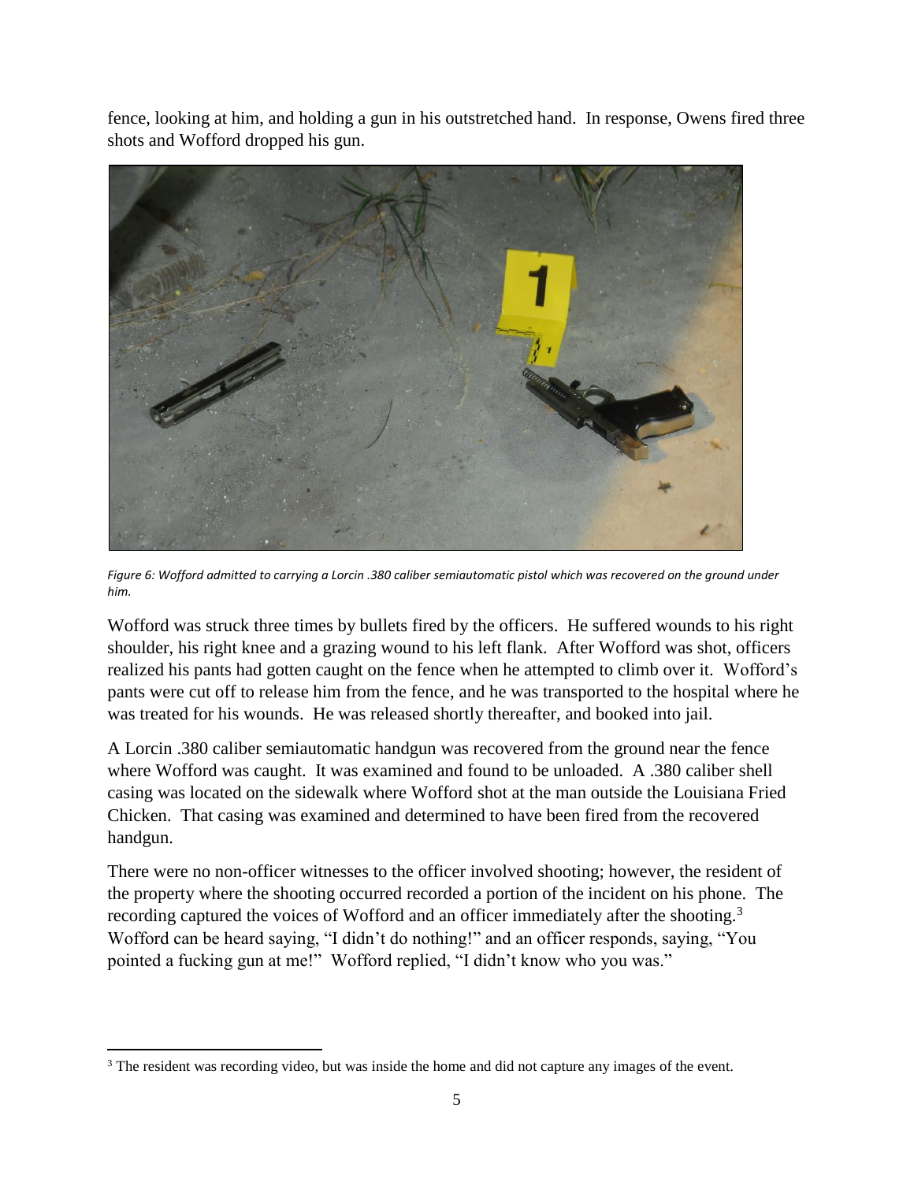fence, looking at him, and holding a gun in his outstretched hand. In response, Owens fired three shots and Wofford dropped his gun.

*Figure 6: Wofford admitted to carrying a Lorcin .380 caliber semiautomatic pistol which was recovered on the ground under him.*

Wofford was struck three times by bullets fired by the officers. He suffered wounds to his right shoulder, his right knee and a grazing wound to his left flank. After Wofford was shot, officers realized his pants had gotten caught on the fence when he attempted to climb over it. Wofford's pants were cut off to release him from the fence, and he was transported to the hospital where he was treated for his wounds. He was released shortly thereafter, and booked into jail.

A Lorcin .380 caliber semiautomatic handgun was recovered from the ground near the fence where Wofford was caught. It was examined and found to be unloaded. A .380 caliber shell casing was located on the sidewalk where Wofford shot at the man outside the Louisiana Fried Chicken. That casing was examined and determined to have been fired from the recovered handgun.

There were no non-officer witnesses to the officer involved shooting; however, the resident of the property where the shooting occurred recorded a portion of the incident on his phone. The recording captured the voices of Wofford and an officer immediately after the shooting.[3] Wofford can be heard saying, "I didn't do nothing!" and an officer responds, saying, "You pointed a fucking gun at me!" Wofford replied, "I didn't know who you was."

[3] The resident was recording video, but was inside the home and did not capture any images of the event.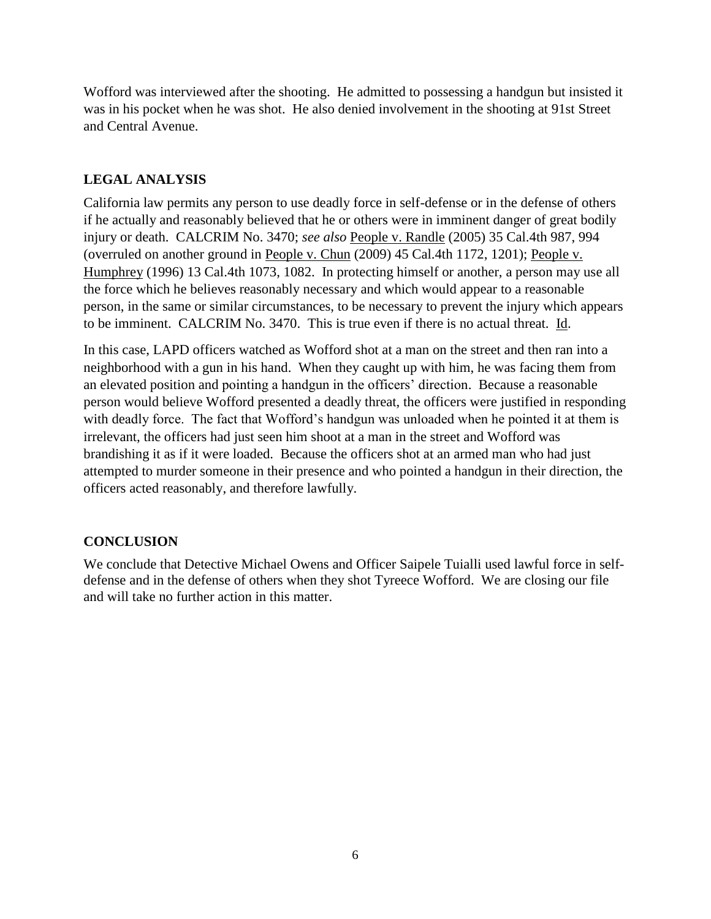Wofford was interviewed after the shooting. He admitted to possessing a handgun but insisted it was in his pocket when he was shot. He also denied involvement in the shooting at 91st Street and Central Avenue.

## LEGAL ANALYSIS

California law permits any person to use deadly force in self-defense or in the defense of others if he actually and reasonably believed that he or others were in imminent danger of great bodily injury or death. CALCRIM No. 3470; *see also* People v. Randle (2005) 35 Cal.4th 987, 994 (overruled on another ground in People v. Chun (2009) 45 Cal.4th 1172, 1201); People v. Humphrey (1996) 13 Cal.4th 1073, 1082. In protecting himself or another, a person may use all the force which he believes reasonably necessary and which would appear to a reasonable person, in the same or similar circumstances, to be necessary to prevent the injury which appears to be imminent. CALCRIM No. 3470. This is true even if there is no actual threat. Id.

In this case, LAPD officers watched as Wofford shot at a man on the street and then ran into a neighborhood with a gun in his hand. When they caught up with him, he was facing them from an elevated position and pointing a handgun in the officers' direction. Because a reasonable person would believe Wofford presented a deadly threat, the officers were justified in responding with deadly force. The fact that Wofford's handgun was unloaded when he pointed it at them is irrelevant, the officers had just seen him shoot at a man in the street and Wofford was brandishing it as if it were loaded. Because the officers shot at an armed man who had just attempted to murder someone in their presence and who pointed a handgun in their direction, the officers acted reasonably, and therefore lawfully.

## CONCLUSION

We conclude that Detective Michael Owens and Officer Saipele Tuialli used lawful force in self-defense and in the defense of others when they shot Tyreece Wofford. We are closing our file and will take no further action in this matter.